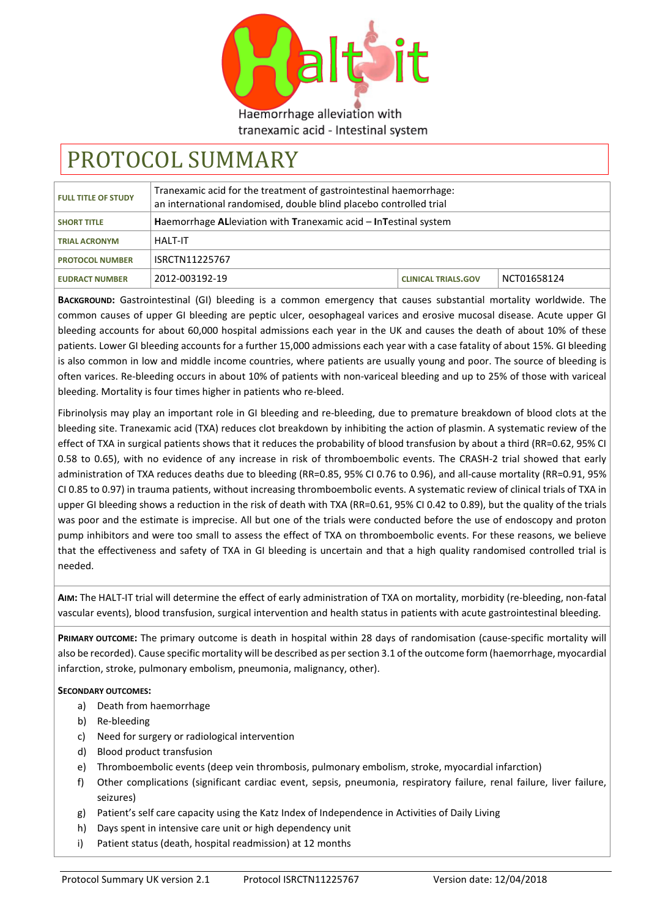Haemorrhage alleviation with tranexamic acid - Intestinal system

# PROTOCOL SUMMARY

| | | | |
|---|---|---|---|
| **FULL TITLE OF STUDY** | Tranexamic acid for the treatment of gastrointestinal haemorrhage: an international randomised, double blind placebo controlled trial | | |
| **SHORT TITLE** | **H**aemorrhage **AL**leviation with **T**ranexamic acid – **I**n**T**estinal system | | |
| **TRIAL ACRONYM** | HALT-IT | | |
| **PROTOCOL NUMBER** | ISRCTN11225767 | | |
| **EUDRACT NUMBER** | 2012-003192-19 | **CLINICAL TRIALS.GOV** | NCT01658124 |

**BACKGROUND:** Gastrointestinal (GI) bleeding is a common emergency that causes substantial mortality worldwide. The common causes of upper GI bleeding are peptic ulcer, oesophageal varices and erosive mucosal disease. Acute upper GI bleeding accounts for about 60,000 hospital admissions each year in the UK and causes the death of about 10% of these patients. Lower GI bleeding accounts for a further 15,000 admissions each year with a case fatality of about 15%. GI bleeding is also common in low and middle income countries, where patients are usually young and poor. The source of bleeding is often varices. Re-bleeding occurs in about 10% of patients with non-variceal bleeding and up to 25% of those with variceal bleeding. Mortality is four times higher in patients who re-bleed.

Fibrinolysis may play an important role in GI bleeding and re-bleeding, due to premature breakdown of blood clots at the bleeding site. Tranexamic acid (TXA) reduces clot breakdown by inhibiting the action of plasmin. A systematic review of the effect of TXA in surgical patients shows that it reduces the probability of blood transfusion by about a third (RR=0.62, 95% CI 0.58 to 0.65), with no evidence of any increase in risk of thromboembolic events. The CRASH-2 trial showed that early administration of TXA reduces deaths due to bleeding (RR=0.85, 95% CI 0.76 to 0.96), and all-cause mortality (RR=0.91, 95% CI 0.85 to 0.97) in trauma patients, without increasing thromboembolic events. A systematic review of clinical trials of TXA in upper GI bleeding shows a reduction in the risk of death with TXA (RR=0.61, 95% CI 0.42 to 0.89), but the quality of the trials was poor and the estimate is imprecise. All but one of the trials were conducted before the use of endoscopy and proton pump inhibitors and were too small to assess the effect of TXA on thromboembolic events. For these reasons, we believe that the effectiveness and safety of TXA in GI bleeding is uncertain and that a high quality randomised controlled trial is needed.

**AIM:** The HALT-IT trial will determine the effect of early administration of TXA on mortality, morbidity (re-bleeding, non-fatal vascular events), blood transfusion, surgical intervention and health status in patients with acute gastrointestinal bleeding.

**PRIMARY OUTCOME:** The primary outcome is death in hospital within 28 days of randomisation (cause-specific mortality will also be recorded). Cause specific mortality will be described as per section 3.1 of the outcome form (haemorrhage, myocardial infarction, stroke, pulmonary embolism, pneumonia, malignancy, other).

**SECONDARY OUTCOMES:**

a) Death from haemorrhage
b) Re-bleeding
c) Need for surgery or radiological intervention
d) Blood product transfusion
e) Thromboembolic events (deep vein thrombosis, pulmonary embolism, stroke, myocardial infarction)
f) Other complications (significant cardiac event, sepsis, pneumonia, respiratory failure, renal failure, liver failure, seizures)
g) Patient's self care capacity using the Katz Index of Independence in Activities of Daily Living
h) Days spent in intensive care unit or high dependency unit
i) Patient status (death, hospital readmission) at 12 months

Protocol Summary UK version 2.1 Protocol ISRCTN11225767 Version date: 12/04/2018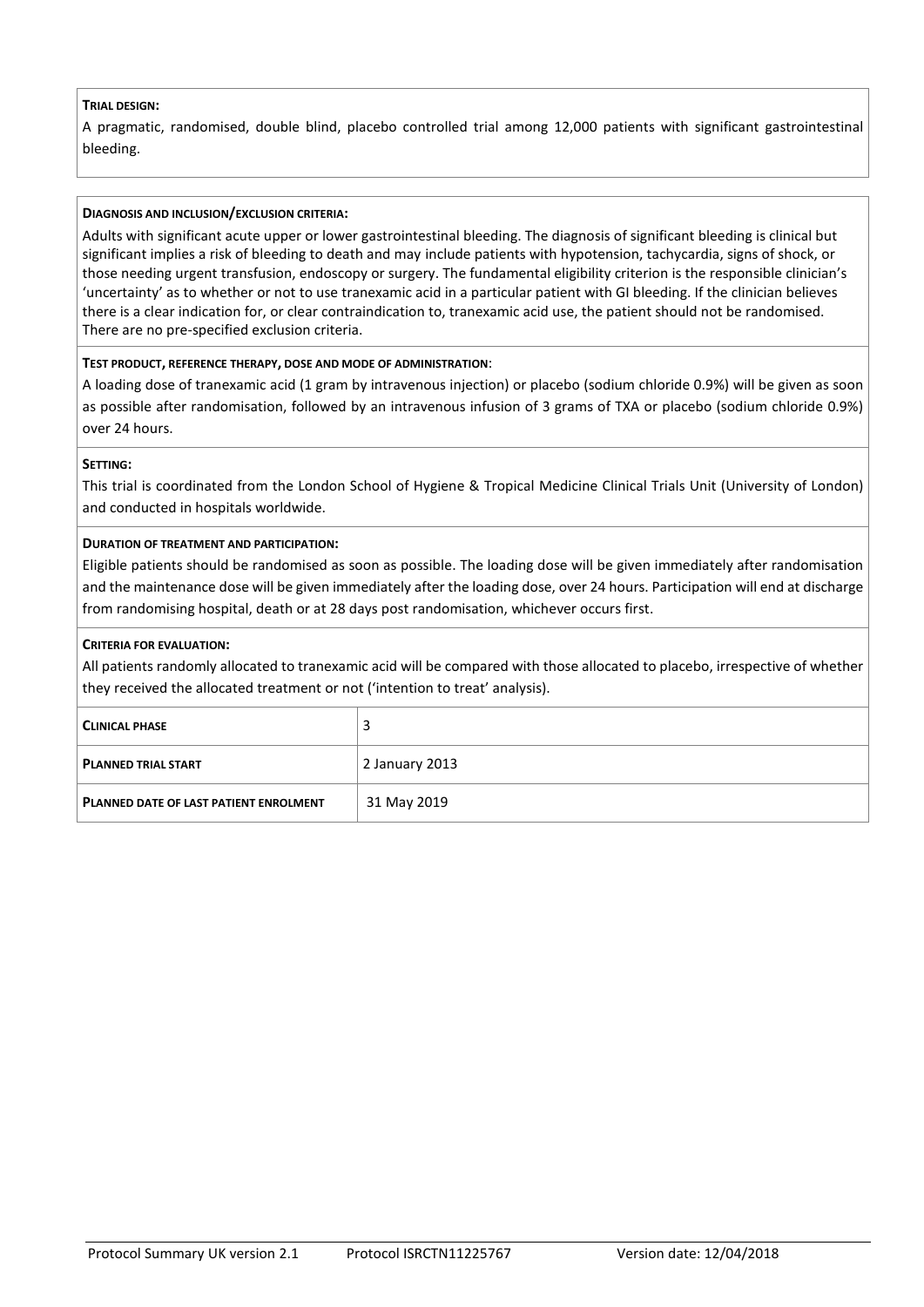**TRIAL DESIGN:**

A pragmatic, randomised, double blind, placebo controlled trial among 12,000 patients with significant gastrointestinal bleeding.

**DIAGNOSIS AND INCLUSION/EXCLUSION CRITERIA:**

Adults with significant acute upper or lower gastrointestinal bleeding. The diagnosis of significant bleeding is clinical but significant implies a risk of bleeding to death and may include patients with hypotension, tachycardia, signs of shock, or those needing urgent transfusion, endoscopy or surgery. The fundamental eligibility criterion is the responsible clinician's 'uncertainty' as to whether or not to use tranexamic acid in a particular patient with GI bleeding. If the clinician believes there is a clear indication for, or clear contraindication to, tranexamic acid use, the patient should not be randomised. There are no pre-specified exclusion criteria.

**TEST PRODUCT, REFERENCE THERAPY, DOSE AND MODE OF ADMINISTRATION:**

A loading dose of tranexamic acid (1 gram by intravenous injection) or placebo (sodium chloride 0.9%) will be given as soon as possible after randomisation, followed by an intravenous infusion of 3 grams of TXA or placebo (sodium chloride 0.9%) over 24 hours.

**SETTING:**

This trial is coordinated from the London School of Hygiene & Tropical Medicine Clinical Trials Unit (University of London) and conducted in hospitals worldwide.

**DURATION OF TREATMENT AND PARTICIPATION:**

Eligible patients should be randomised as soon as possible. The loading dose will be given immediately after randomisation and the maintenance dose will be given immediately after the loading dose, over 24 hours. Participation will end at discharge from randomising hospital, death or at 28 days post randomisation, whichever occurs first.

**CRITERIA FOR EVALUATION:**

All patients randomly allocated to tranexamic acid will be compared with those allocated to placebo, irrespective of whether they received the allocated treatment or not ('intention to treat' analysis).

| | |
|---|---|
| **CLINICAL PHASE** | 3 |
| **PLANNED TRIAL START** | 2 January 2013 |
| **PLANNED DATE OF LAST PATIENT ENROLMENT** | 31 May 2019 |

Protocol Summary UK version 2.1 Protocol ISRCTN11225767 Version date: 12/04/2018